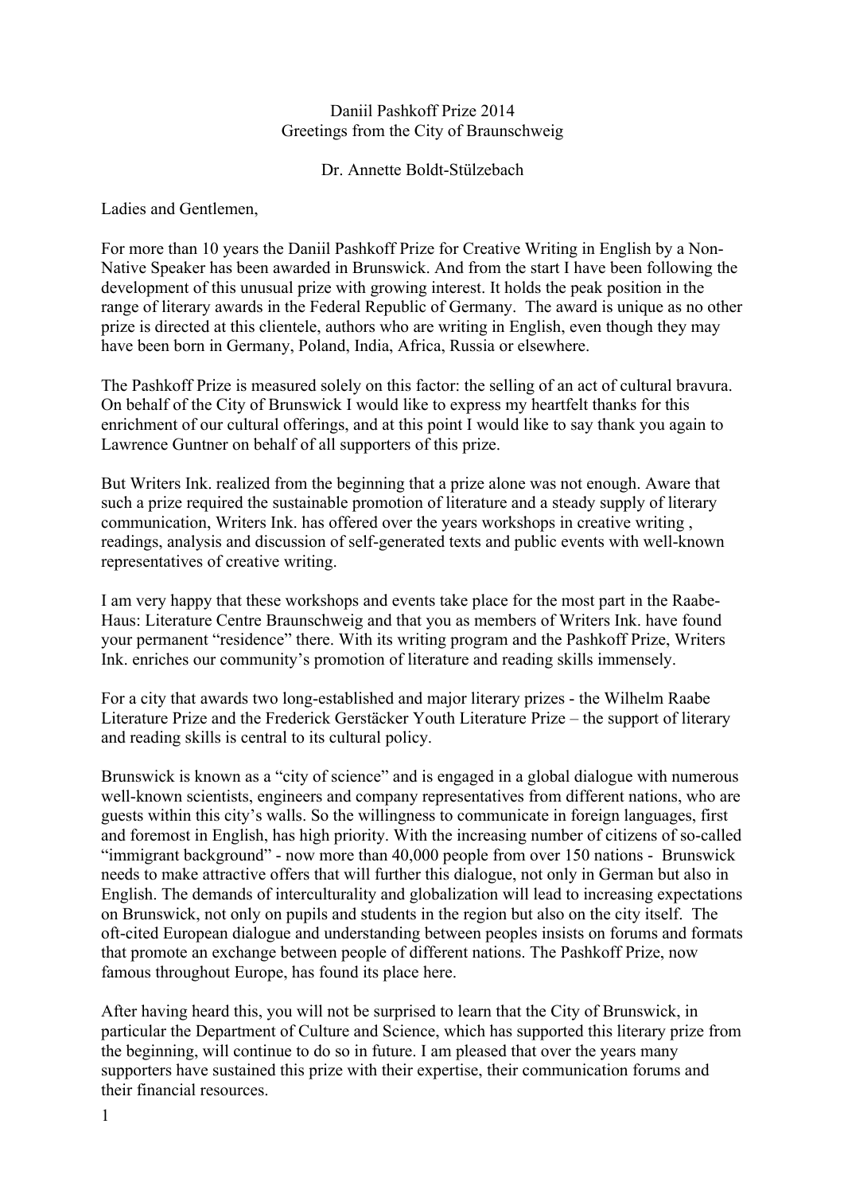Daniil Pashkoff Prize 2014
Greetings from the City of Braunschweig

Dr. Annette Boldt-Stülzebach

Ladies and Gentlemen,

For more than 10 years the Daniil Pashkoff Prize for Creative Writing in English by a Non-Native Speaker has been awarded in Brunswick. And from the start I have been following the development of this unusual prize with growing interest. It holds the peak position in the range of literary awards in the Federal Republic of Germany. The award is unique as no other prize is directed at this clientele, authors who are writing in English, even though they may have been born in Germany, Poland, India, Africa, Russia or elsewhere.

The Pashkoff Prize is measured solely on this factor: the selling of an act of cultural bravura. On behalf of the City of Brunswick I would like to express my heartfelt thanks for this enrichment of our cultural offerings, and at this point I would like to say thank you again to Lawrence Guntner on behalf of all supporters of this prize.

But Writers Ink. realized from the beginning that a prize alone was not enough. Aware that such a prize required the sustainable promotion of literature and a steady supply of literary communication, Writers Ink. has offered over the years workshops in creative writing , readings, analysis and discussion of self-generated texts and public events with well-known representatives of creative writing.

I am very happy that these workshops and events take place for the most part in the Raabe-Haus: Literature Centre Braunschweig and that you as members of Writers Ink. have found your permanent “residence” there. With its writing program and the Pashkoff Prize, Writers Ink. enriches our community’s promotion of literature and reading skills immensely.

For a city that awards two long-established and major literary prizes - the Wilhelm Raabe Literature Prize and the Frederick Gerstäcker Youth Literature Prize – the support of literary and reading skills is central to its cultural policy.

Brunswick is known as a “city of science” and is engaged in a global dialogue with numerous well-known scientists, engineers and company representatives from different nations, who are guests within this city’s walls. So the willingness to communicate in foreign languages, first and foremost in English, has high priority. With the increasing number of citizens of so-called “immigrant background” - now more than 40,000 people from over 150 nations - Brunswick needs to make attractive offers that will further this dialogue, not only in German but also in English. The demands of interculturality and globalization will lead to increasing expectations on Brunswick, not only on pupils and students in the region but also on the city itself. The oft-cited European dialogue and understanding between peoples insists on forums and formats that promote an exchange between people of different nations. The Pashkoff Prize, now famous throughout Europe, has found its place here.

After having heard this, you will not be surprised to learn that the City of Brunswick, in particular the Department of Culture and Science, which has supported this literary prize from the beginning, will continue to do so in future. I am pleased that over the years many supporters have sustained this prize with their expertise, their communication forums and their financial resources.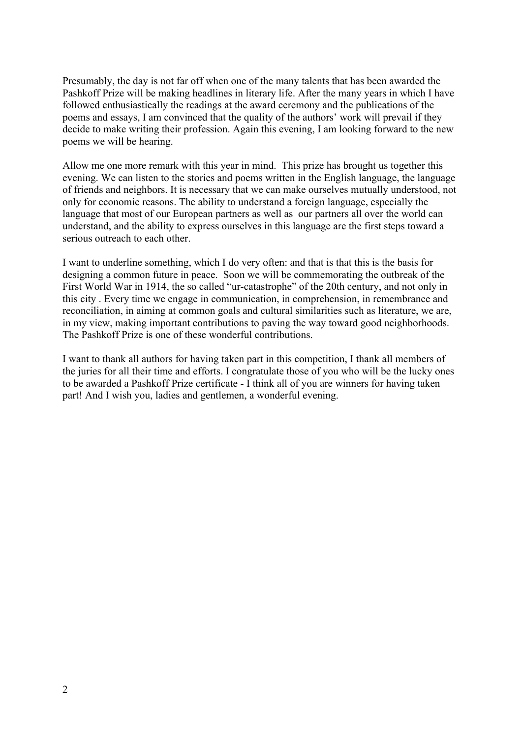Presumably, the day is not far off when one of the many talents that has been awarded the Pashkoff Prize will be making headlines in literary life. After the many years in which I have followed enthusiastically the readings at the award ceremony and the publications of the poems and essays, I am convinced that the quality of the authors' work will prevail if they decide to make writing their profession. Again this evening, I am looking forward to the new poems we will be hearing.

Allow me one more remark with this year in mind. This prize has brought us together this evening. We can listen to the stories and poems written in the English language, the language of friends and neighbors. It is necessary that we can make ourselves mutually understood, not only for economic reasons. The ability to understand a foreign language, especially the language that most of our European partners as well as our partners all over the world can understand, and the ability to express ourselves in this language are the first steps toward a serious outreach to each other.

I want to underline something, which I do very often: and that is that this is the basis for designing a common future in peace. Soon we will be commemorating the outbreak of the First World War in 1914, the so called "ur-catastrophe" of the 20th century, and not only in this city . Every time we engage in communication, in comprehension, in remembrance and reconciliation, in aiming at common goals and cultural similarities such as literature, we are, in my view, making important contributions to paving the way toward good neighborhoods. The Pashkoff Prize is one of these wonderful contributions.

I want to thank all authors for having taken part in this competition, I thank all members of the juries for all their time and efforts. I congratulate those of you who will be the lucky ones to be awarded a Pashkoff Prize certificate - I think all of you are winners for having taken part! And I wish you, ladies and gentlemen, a wonderful evening.